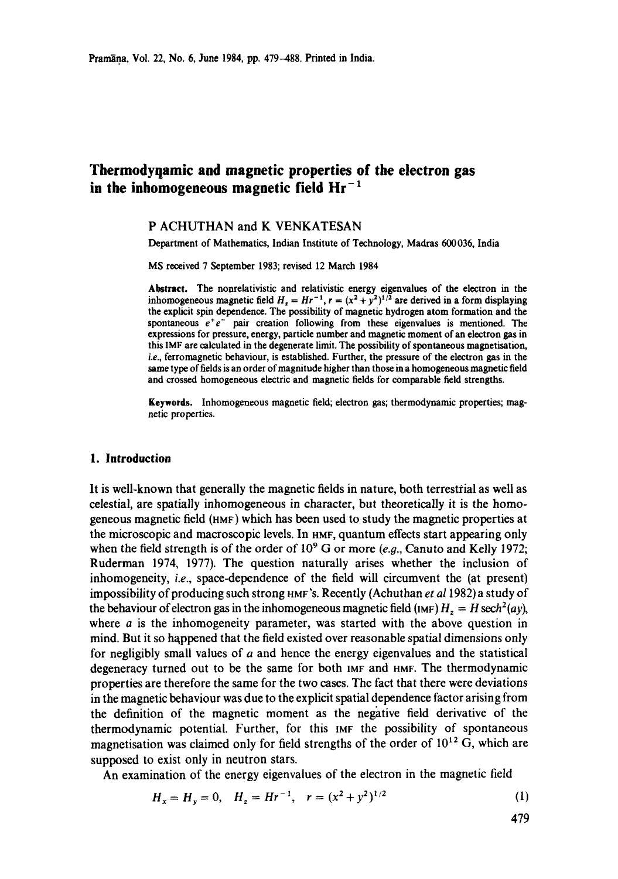# Thermodynamic and magnetic properties of the electron gas in the inhomogeneous magnetic field $Hr^{-1}$

P ACHUTHAN and K VENKATESAN

Department of Mathematics, Indian Institute of Technology, Madras 600036, India

MS received 7 September 1983; revised 12 March 1984

**Abstract.** The nonrelativistic and relativistic energy eigenvalues of the electron in the inhomogeneous magnetic field $H_z = Hr^{-1}$, $r = (x^2 + y^2)^{1/2}$ are derived in a form displaying the explicit spin dependence. The possibility of magnetic hydrogen atom formation and the spontaneous $e^+e^-$ pair creation following from these eigenvalues is mentioned. The expressions for pressure, energy, particle number and magnetic moment of an electron gas in this IMF are calculated in the degenerate limit. The possibility of spontaneous magnetisation, *i.e.*, ferromagnetic behaviour, is established. Further, the pressure of the electron gas in the same type of fields is an order of magnitude higher than those in a homogeneous magnetic field and crossed homogeneous electric and magnetic fields for comparable field strengths.

**Keywords.** Inhomogeneous magnetic field; electron gas; thermodynamic properties; magnetic properties.

## 1. Introduction

It is well-known that generally the magnetic fields in nature, both terrestrial as well as celestial, are spatially inhomogeneous in character, but theoretically it is the homogeneous magnetic field (HMF) which has been used to study the magnetic properties at the microscopic and macroscopic levels. In HMF, quantum effects start appearing only when the field strength is of the order of $10^9$ G or more (*e.g.*, Canuto and Kelly 1972; Ruderman 1974, 1977). The question naturally arises whether the inclusion of inhomogeneity, *i.e.*, space-dependence of the field will circumvent the (at present) impossibility of producing such strong HMF's. Recently (Achuthan *et al* 1982) a study of the behaviour of electron gas in the inhomogeneous magnetic field (IMF) $H_z = H\,\mathrm{sech}^2(ay)$, where $a$ is the inhomogeneity parameter, was started with the above question in mind. But it so happened that the field existed over reasonable spatial dimensions only for negligibly small values of $a$ and hence the energy eigenvalues and the statistical degeneracy turned out to be the same for both IMF and HMF. The thermodynamic properties are therefore the same for the two cases. The fact that there were deviations in the magnetic behaviour was due to the explicit spatial dependence factor arising from the definition of the magnetic moment as the negative field derivative of the thermodynamic potential. Further, for this IMF the possibility of spontaneous magnetisation was claimed only for field strengths of the order of $10^{12}$ G, which are supposed to exist only in neutron stars.

An examination of the energy eigenvalues of the electron in the magnetic field

$$H_x = H_y = 0, \quad H_z = Hr^{-1}, \quad r = (x^2 + y^2)^{1/2} \tag{1}$$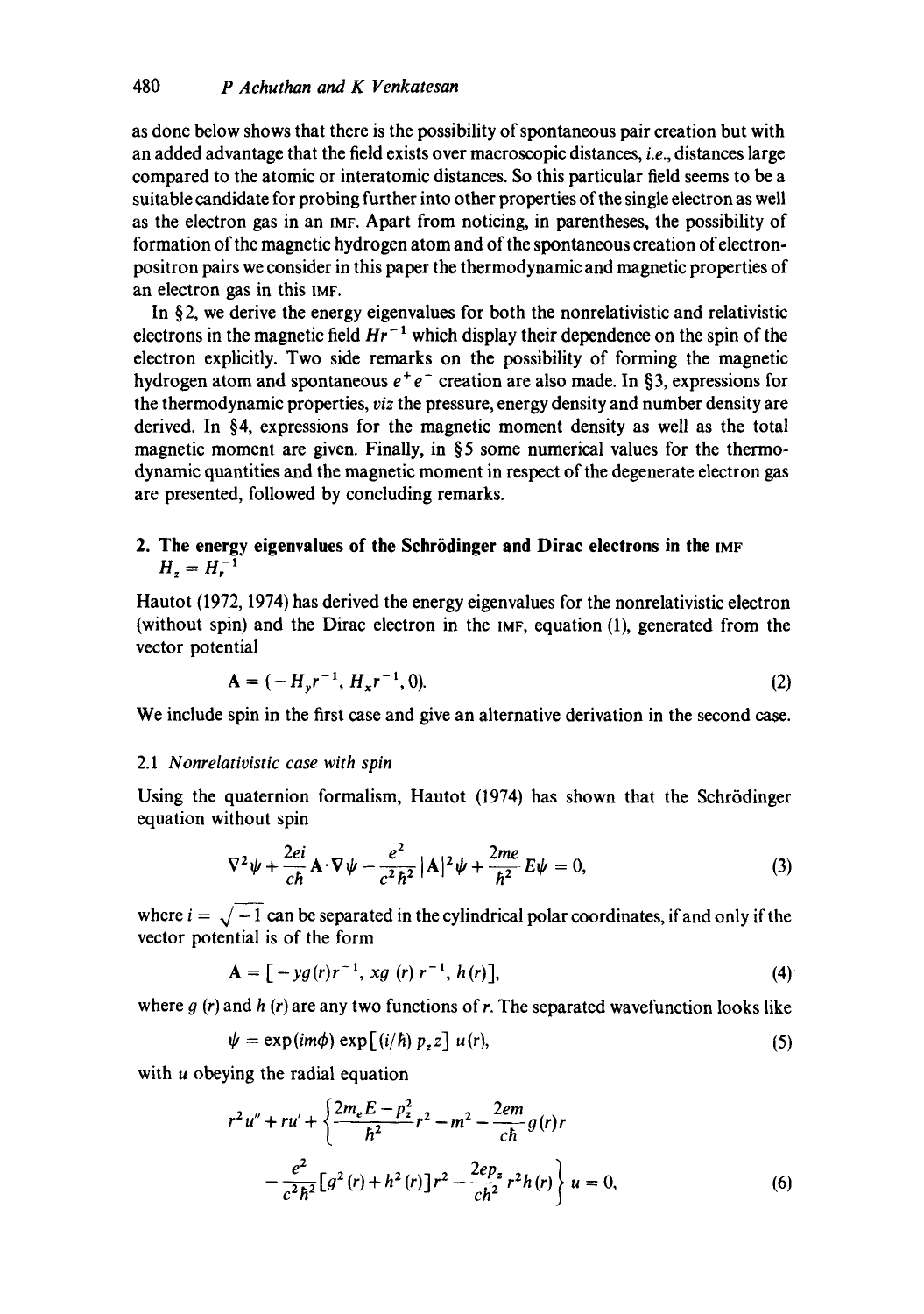as done below shows that there is the possibility of spontaneous pair creation but with an added advantage that the field exists over macroscopic distances, *i.e.*, distances large compared to the atomic or interatomic distances. So this particular field seems to be a suitable candidate for probing further into other properties of the single electron as well as the electron gas in an IMF. Apart from noticing, in parentheses, the possibility of formation of the magnetic hydrogen atom and of the spontaneous creation of electron-positron pairs we consider in this paper the thermodynamic and magnetic properties of an electron gas in this IMF.

In §2, we derive the energy eigenvalues for both the nonrelativistic and relativistic electrons in the magnetic field $Hr^{-1}$ which display their dependence on the spin of the electron explicitly. Two side remarks on the possibility of forming the magnetic hydrogen atom and spontaneous $e^+e^-$ creation are also made. In §3, expressions for the thermodynamic properties, *viz* the pressure, energy density and number density are derived. In §4, expressions for the magnetic moment density as well as the total magnetic moment are given. Finally, in §5 some numerical values for the thermodynamic quantities and the magnetic moment in respect of the degenerate electron gas are presented, followed by concluding remarks.

## 2. The energy eigenvalues of the Schrödinger and Dirac electrons in the IMF $H_z = H_r^{-1}$

Hautot (1972, 1974) has derived the energy eigenvalues for the nonrelativistic electron (without spin) and the Dirac electron in the IMF, equation (1), generated from the vector potential

$$\mathbf{A} = (-H_y r^{-1}, H_x r^{-1}, 0). \tag{2}$$

We include spin in the first case and give an alternative derivation in the second case.

### 2.1 *Nonrelativistic case with spin*

Using the quaternion formalism, Hautot (1974) has shown that the Schrödinger equation without spin

$$\nabla^2 \psi + \frac{2ei}{c\hbar} \mathbf{A} \cdot \nabla \psi - \frac{e^2}{c^2 \hbar^2} |\mathbf{A}|^2 \psi + \frac{2me}{\hbar^2} E \psi = 0, \tag{3}$$

where $i = \sqrt{-1}$ can be separated in the cylindrical polar coordinates, if and only if the vector potential is of the form

$$\mathbf{A} = [-yg(r)r^{-1}, xg(r)r^{-1}, h(r)], \tag{4}$$

where $g(r)$ and $h(r)$ are any two functions of $r$. The separated wavefunction looks like

$$\psi = \exp(im\phi) \exp[(i/\hbar) p_z z] u(r), \tag{5}$$

with $u$ obeying the radial equation

$$r^2 u'' + ru' + \left\{ \frac{2m_e E - p_z^2}{\hbar^2} r^2 - m^2 - \frac{2em}{c\hbar} g(r) r - \frac{e^2}{c^2 \hbar^2} [g^2(r) + h^2(r)] r^2 - \frac{2ep_z}{c\hbar^2} r^2 h(r) \right\} u = 0, \tag{6}$$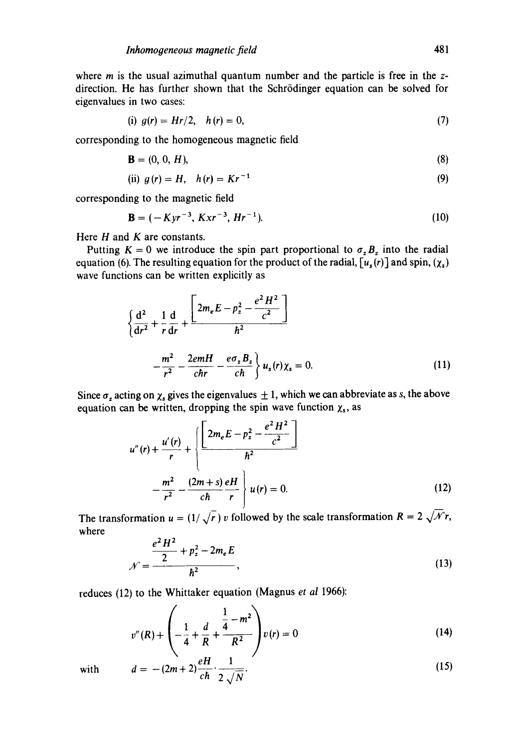where $m$ is the usual azimuthal quantum number and the particle is free in the $z$-direction. He has further shown that the Schrödinger equation can be solved for eigenvalues in two cases:

$$\text{(i) } g(r) = Hr/2, \quad h(r) = 0, \tag{7}$$

corresponding to the homogeneous magnetic field

$$\mathbf{B} = (0, 0, H), \tag{8}$$

$$\text{(ii) } g(r) = H, \quad h(r) = Kr^{-1} \tag{9}$$

corresponding to the magnetic field

$$\mathbf{B} = (-Kyr^{-3}, Kxr^{-3}, Hr^{-1}). \tag{10}$$

Here $H$ and $K$ are constants.

Putting $K = 0$ we introduce the spin part proportional to $\sigma_z B_z$ into the radial equation (6). The resulting equation for the product of the radial, $[u_s(r)]$ and spin, $(\chi_s)$ wave functions can be written explicitly as

$$\left\{\frac{d^2}{dr^2} + \frac{1}{r}\frac{d}{dr} + \frac{\left[2m_e E - p_z^2 - \dfrac{e^2H^2}{c^2}\right]}{\hbar^2} - \frac{m^2}{r^2} - \frac{2emH}{c\hbar r} - \frac{e\sigma_z B_z}{c\hbar}\right\} u_s(r)\chi_s = 0. \tag{11}$$

Since $\sigma_z$ acting on $\chi_s$ gives the eigenvalues $\pm 1$, which we can abbreviate as $s$, the above equation can be written, dropping the spin wave function $\chi_s$, as

$$u''(r) + \frac{u'(r)}{r} + \left\{\frac{\left[2m_e E - p_z^2 - \dfrac{e^2H^2}{c^2}\right]}{\hbar^2} - \frac{m^2}{r^2} - \frac{(2m+s)eH}{c\hbar}\frac{1}{r}\right\} u(r) = 0. \tag{12}$$

The transformation $u = (1/\sqrt{r})\, v$ followed by the scale transformation $R = 2\sqrt{\mathcal{N}}r$, where

$$\mathcal{N} = \frac{\dfrac{e^2H^2}{2} + p_z^2 - 2m_e E}{\hbar^2}, \tag{13}$$

reduces (12) to the Whittaker equation (Magnus *et al* 1966):

$$v''(R) + \left(-\frac{1}{4} + \frac{d}{R} + \frac{\dfrac{1}{4} - m^2}{R^2}\right) v(r) = 0 \tag{14}$$

with
$$d = -(2m+2)\frac{eH}{c\hbar}\cdot\frac{1}{2\sqrt{N}}. \tag{15}$$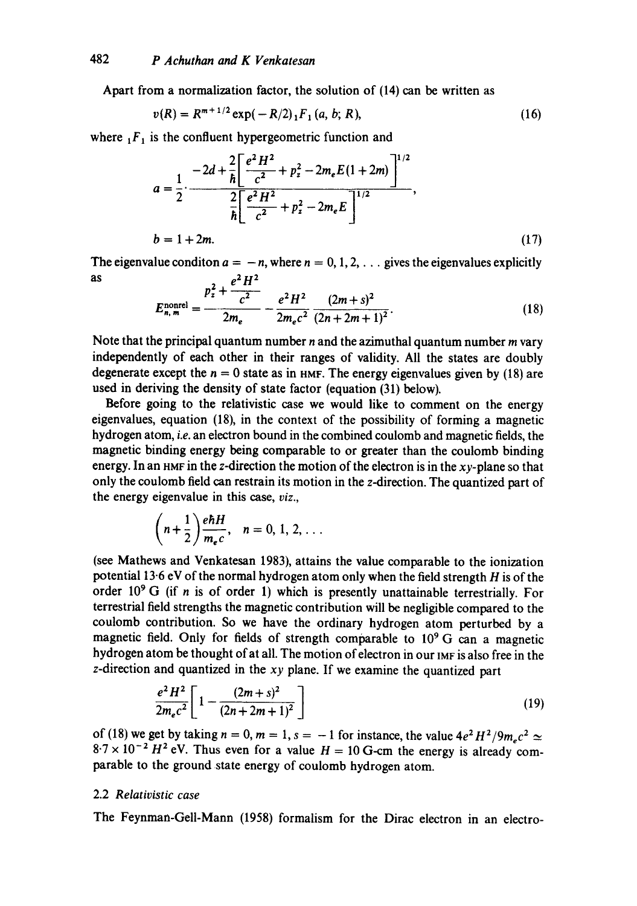Apart from a normalization factor, the solution of (14) can be written as

$$v(R) = R^{m+1/2}\exp(-R/2)\,{}_1F_1(a, b; R), \tag{16}$$

where ${}_1F_1$ is the confluent hypergeometric function and

$$a = \frac{1}{2}\cdot\frac{-2d + \frac{2}{\hbar}\left[\frac{e^2H^2}{c^2} + p_z^2 - 2m_e E(1+2m)\right]^{1/2}}{\frac{2}{\hbar}\left[\frac{e^2H^2}{c^2} + p_z^2 - 2m_e E\right]^{1/2}},$$

$$b = 1 + 2m. \tag{17}$$

The eigenvalue conditon $a = -n$, where $n = 0, 1, 2, \ldots$ gives the eigenvalues explicitly as

$$E^{\text{nonrel}}_{n,m} = \frac{p_z^2 + \frac{e^2H^2}{c^2}}{2m_e} - \frac{e^2H^2}{2m_e c^2}\frac{(2m+s)^2}{(2n+2m+1)^2}. \tag{18}$$

Note that the principal quantum number $n$ and the azimuthal quantum number $m$ vary independently of each other in their ranges of validity. All the states are doubly degenerate except the $n = 0$ state as in HMF. The energy eigenvalues given by (18) are used in deriving the density of state factor (equation (31) below).

Before going to the relativistic case we would like to comment on the energy eigenvalues, equation (18), in the context of the possibility of forming a magnetic hydrogen atom, *i.e.* an electron bound in the combined coulomb and magnetic fields, the magnetic binding energy being comparable to or greater than the coulomb binding energy. In an HMF in the $z$-direction the motion of the electron is in the $xy$-plane so that only the coulomb field can restrain its motion in the $z$-direction. The quantized part of the energy eigenvalue in this case, *viz.*,

$$\left(n + \frac{1}{2}\right)\frac{e\hbar H}{m_e c}, \quad n = 0, 1, 2, \ldots$$

(see Mathews and Venkatesan 1983), attains the value comparable to the ionization potential 13·6 eV of the normal hydrogen atom only when the field strength $H$ is of the order $10^9$ G (if $n$ is of order 1) which is presently unattainable terrestrially. For terrestrial field strengths the magnetic contribution will be negligible compared to the coulomb contribution. So we have the ordinary hydrogen atom perturbed by a magnetic field. Only for fields of strength comparable to $10^9$ G can a magnetic hydrogen atom be thought of at all. The motion of electron in our IMF is also free in the $z$-direction and quantized in the $xy$ plane. If we examine the quantized part

$$\frac{e^2H^2}{2m_e c^2}\left[1 - \frac{(2m+s)^2}{(2n+2m+1)^2}\right] \tag{19}$$

of (18) we get by taking $n = 0$, $m = 1$, $s = -1$ for instance, the value $4e^2H^2/9m_e c^2 \simeq 8{\cdot}7 \times 10^{-2}\, H^2$ eV. Thus even for a value $H = 10$ G-cm the energy is already comparable to the ground state energy of coulomb hydrogen atom.

### 2.2 *Relativistic case*

The Feynman-Gell-Mann (1958) formalism for the Dirac electron in an electro-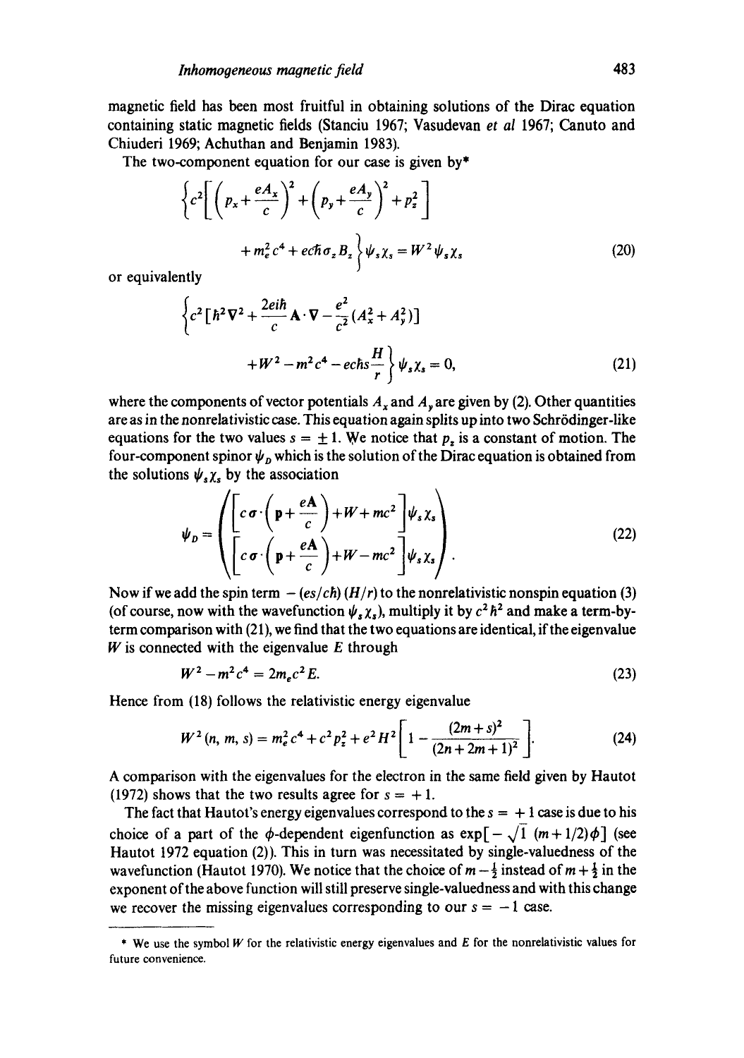magnetic field has been most fruitful in obtaining solutions of the Dirac equation containing static magnetic fields (Stanciu 1967; Vasudevan *et al* 1967; Canuto and Chiuderi 1969; Achuthan and Benjamin 1983).

The two-component equation for our case is given by*

$$\left\{c^2\left[\left(p_x+\frac{eA_x}{c}\right)^2+\left(p_y+\frac{eA_y}{c}\right)^2+p_z^2\right]+m_e^2c^4+ec\hbar\sigma_z B_z\right\}\psi_s\chi_s=W^2\psi_s\chi_s \tag{20}$$

or equivalently

$$\left\{c^2\left[\hbar^2\nabla^2+\frac{2ei\hbar}{c}\mathbf{A}\cdot\nabla-\frac{e^2}{c^2}(A_x^2+A_y^2)\right]+W^2-m^2c^4-ec\hbar s\frac{H}{r}\right\}\psi_s\chi_s=0, \tag{21}$$

where the components of vector potentials $A_x$ and $A_y$ are given by (2). Other quantities are as in the nonrelativistic case. This equation again splits up into two Schrödinger-like equations for the two values $s=\pm 1$. We notice that $p_z$ is a constant of motion. The four-component spinor $\psi_D$ which is the solution of the Dirac equation is obtained from the solutions $\psi_s\chi_s$ by the association

$$\psi_D=\begin{pmatrix}\left[c\sigma\cdot\left(\mathbf{p}+\dfrac{e\mathbf{A}}{c}\right)+W+mc^2\right]\psi_s\chi_s\\ \left[c\sigma\cdot\left(\mathbf{p}+\dfrac{e\mathbf{A}}{c}\right)+W-mc^2\right]\psi_s\chi_s\end{pmatrix}. \tag{22}$$

Now if we add the spin term $-(es/c\hbar)(H/r)$ to the nonrelativistic nonspin equation (3) (of course, now with the wavefunction $\psi_s\chi_s$), multiply it by $c^2\hbar^2$ and make a term-by-term comparison with (21), we find that the two equations are identical, if the eigenvalue $W$ is connected with the eigenvalue $E$ through

$$W^2-m^2c^4=2m_ec^2E. \tag{23}$$

Hence from (18) follows the relativistic energy eigenvalue

$$W^2(n,m,s)=m_e^2c^4+c^2p_z^2+e^2H^2\left[1-\frac{(2m+s)^2}{(2n+2m+1)^2}\right]. \tag{24}$$

A comparison with the eigenvalues for the electron in the same field given by Hautot (1972) shows that the two results agree for $s=+1$.

The fact that Hautot's energy eigenvalues correspond to the $s=+1$ case is due to his choice of a part of the $\phi$-dependent eigenfunction as $\exp[-\sqrt{1}\,(m+1/2)\phi]$ (see Hautot 1972 equation (2)). This in turn was necessitated by single-valuedness of the wavefunction (Hautot 1970). We notice that the choice of $m-\frac{1}{2}$ instead of $m+\frac{1}{2}$ in the exponent of the above function will still preserve single-valuedness and with this change we recover the missing eigenvalues corresponding to our $s=-1$ case.

---

* We use the symbol $W$ for the relativistic energy eigenvalues and $E$ for the nonrelativistic values for future convenience.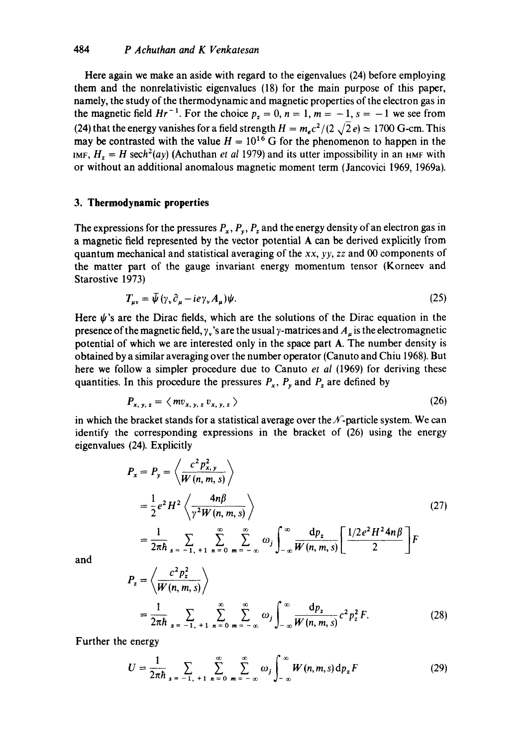Here again we make an aside with regard to the eigenvalues (24) before employing them and the nonrelativistic eigenvalues (18) for the main purpose of this paper, namely, the study of the thermodynamic and magnetic properties of the electron gas in the magnetic field $Hr^{-1}$. For the choice $p_z = 0$, $n = 1$, $m = -1$, $s = -1$ we see from (24) that the energy vanishes for a field strength $H = m_e c^2/(2\sqrt{2}e) \simeq 1700$ G-cm. This may be contrasted with the value $H = 10^{16}$ G for the phenomenon to happen in the IMF, $H_z = H\,\mathrm{sech}^2(ay)$ (Achuthan *et al* 1979) and its utter impossibility in an HMF with or without an additional anomalous magnetic moment term (Jancovici 1969, 1969a).

### 3. Thermodynamic properties

The expressions for the pressures $P_x$, $P_y$, $P_z$ and the energy density of an electron gas in a magnetic field represented by the vector potential $\mathbf{A}$ can be derived explicitly from quantum mechanical and statistical averaging of the $xx$, $yy$, $zz$ and $00$ components of the matter part of the gauge invariant energy momentum tensor (Korneev and Starostive 1973)

$$T_{\mu\nu} = \bar{\psi}(\gamma_\nu \partial_\mu - ie\gamma_\nu A_\mu)\psi. \tag{25}$$

Here $\psi$'s are the Dirac fields, which are the solutions of the Dirac equation in the presence of the magnetic field, $\gamma_\nu$'s are the usual $\gamma$-matrices and $A_\mu$ is the electromagnetic potential of which we are interested only in the space part $\mathbf{A}$. The number density is obtained by a similar averaging over the number operator (Canuto and Chiu 1968). But here we follow a simpler procedure due to Canuto *et al* (1969) for deriving these quantities. In this procedure the pressures $P_x$, $P_y$ and $P_z$ are defined by

$$P_{x,y,z} = \langle m v_{x,y,z} v_{x,y,z} \rangle \tag{26}$$

in which the bracket stands for a statistical average over the $\mathcal{N}$-particle system. We can identify the corresponding expressions in the bracket of (26) using the energy eigenvalues (24). Explicitly

$$\begin{aligned} P_x = P_y &= \left\langle \frac{c^2 p_{x,y}^2}{W(n,m,s)} \right\rangle \\ &= \frac{1}{2} e^2 H^2 \left\langle \frac{4n\beta}{\gamma^2 W(n,m,s)} \right\rangle \\ &= \frac{1}{2\pi\hbar} \sum_{s=-1,+1} \sum_{n=0}^{\infty} \sum_{m=-\infty}^{\infty} \omega_j \int_{-\infty}^{\infty} \frac{\mathrm{d}p_z}{W(n,m,s)} \left[ \frac{1/2 e^2 H^2 4n\beta}{2} \right] F \end{aligned} \tag{27}$$

and

$$\begin{aligned} P_z &= \left\langle \frac{c^2 p_z^2}{W(n,m,s)} \right\rangle \\ &= \frac{1}{2\pi\hbar} \sum_{s=-1,+1} \sum_{n=0}^{\infty} \sum_{m=-\infty}^{\infty} \omega_j \int_{-\infty}^{\infty} \frac{\mathrm{d}p_z}{W(n,m,s)} c^2 p_z^2 F. \end{aligned} \tag{28}$$

Further the energy

$$U = \frac{1}{2\pi\hbar} \sum_{s=-1,+1} \sum_{n=0}^{\infty} \sum_{m=-\infty}^{\infty} \omega_j \int_{-\infty}^{\infty} W(n,m,s)\,\mathrm{d}p_z F \tag{29}$$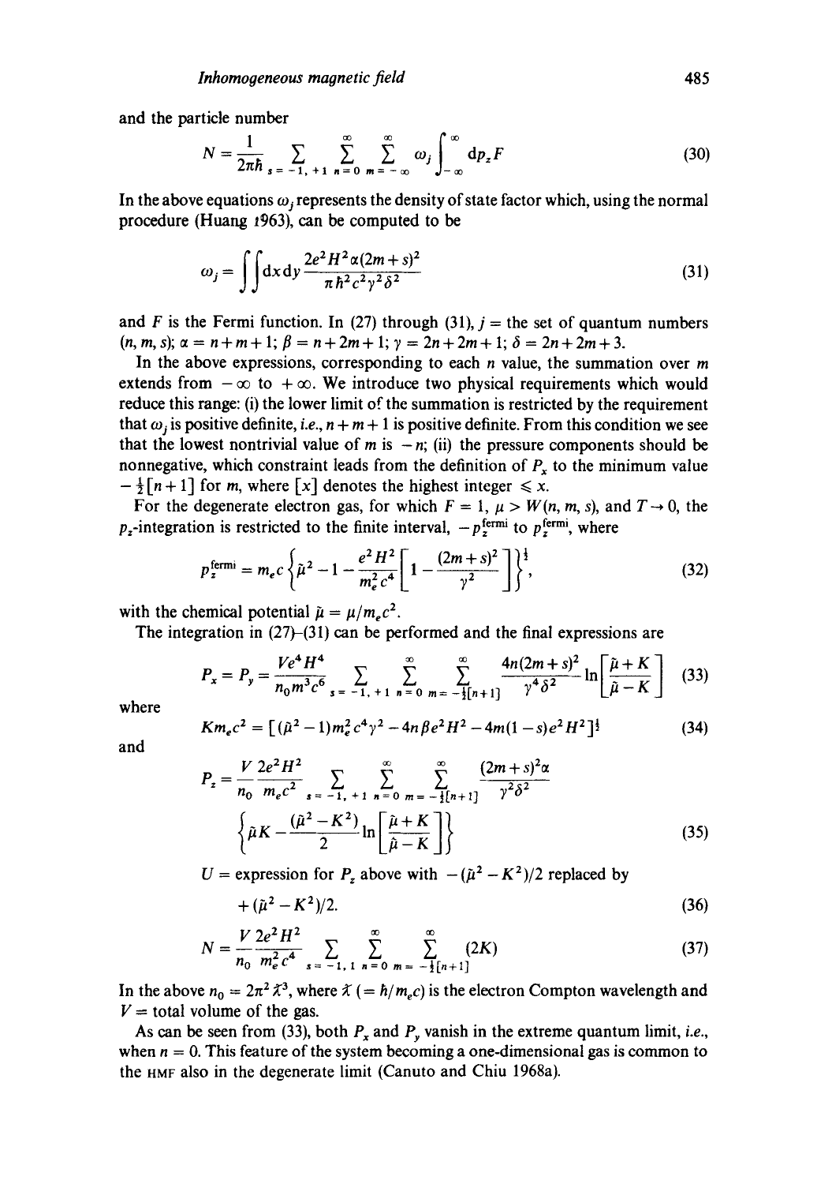and the particle number

$$N = \frac{1}{2\pi\hbar} \sum_{s=-1,+1} \sum_{n=0}^{\infty} \sum_{m=-\infty}^{\infty} \omega_j \int_{-\infty}^{\infty} \mathrm{d}p_z F \tag{30}$$

In the above equations $\omega_j$ represents the density of state factor which, using the normal procedure (Huang 1963), can be computed to be

$$\omega_j = \iint \mathrm{d}x\,\mathrm{d}y \frac{2e^2 H^2 \alpha (2m+s)^2}{\pi \hbar^2 c^2 \gamma^2 \delta^2} \tag{31}$$

and $F$ is the Fermi function. In (27) through (31), $j$ = the set of quantum numbers $(n, m, s)$; $\alpha = n+m+1$; $\beta = n+2m+1$; $\gamma = 2n+2m+1$; $\delta = 2n+2m+3$.

In the above expressions, corresponding to each $n$ value, the summation over $m$ extends from $-\infty$ to $+\infty$. We introduce two physical requirements which would reduce this range: (i) the lower limit of the summation is restricted by the requirement that $\omega_j$ is positive definite, *i.e.*, $n+m+1$ is positive definite. From this condition we see that the lowest nontrivial value of $m$ is $-n$; (ii) the pressure components should be nonnegative, which constraint leads from the definition of $P_x$ to the minimum value $-\frac{1}{2}[n+1]$ for $m$, where $[x]$ denotes the highest integer $\leqslant x$.

For the degenerate electron gas, for which $F = 1$, $\mu > W(n, m, s)$, and $T \to 0$, the $p_z$-integration is restricted to the finite interval, $-p_z^{\text{fermi}}$ to $p_z^{\text{fermi}}$, where

$$p_z^{\text{fermi}} = m_e c \left\{ \tilde{\mu}^2 - 1 - \frac{e^2 H^2}{m_e^2 c^4} \left[ 1 - \frac{(2m+s)^2}{\gamma^2} \right] \right\}^{\frac{1}{2}}, \tag{32}$$

with the chemical potential $\tilde{\mu} = \mu / m_e c^2$.

The integration in (27)–(31) can be performed and the final expressions are

$$P_x = P_y = \frac{V e^4 H^4}{n_0 m^3 c^6} \sum_{s=-1,+1} \sum_{n=0}^{\infty} \sum_{m=-\frac{1}{2}[n+1]}^{\infty} \frac{4n(2m+s)^2}{\gamma^4 \delta^2} \ln \left[ \frac{\tilde{\mu} + K}{\tilde{\mu} - K} \right] \tag{33}$$

where

$$K m_e c^2 = [(\tilde{\mu}^2 - 1) m_e^2 c^4 \gamma^2 - 4n\beta e^2 H^2 - 4m(1-s) e^2 H^2]^{\frac{1}{2}} \tag{34}$$

and

$$P_z = \frac{V}{n_0} \frac{2e^2 H^2}{m_e c^2} \sum_{s=-1,+1} \sum_{n=0}^{\infty} \sum_{m=-\frac{1}{2}[n+1]}^{\infty} \frac{(2m+s)^2 \alpha}{\gamma^2 \delta^2} \left\{ \tilde{\mu} K - \frac{(\tilde{\mu}^2 - K^2)}{2} \ln \left[ \frac{\tilde{\mu} + K}{\tilde{\mu} - K} \right] \right\} \tag{35}$$

$U$ = expression for $P_z$ above with $-(\tilde{\mu}^2 - K^2)/2$ replaced by $+(\tilde{\mu}^2 - K^2)/2$. (36)

$$N = \frac{V}{n_0} \frac{2e^2 H^2}{m_e^2 c^4} \sum_{s=-1,1} \sum_{n=0}^{\infty} \sum_{m=-\frac{1}{2}[n+1]}^{\infty} (2K) \tag{37}$$

In the above $n_0 = 2\pi^2 \bar{\lambda}^3$, where $\bar{\lambda}$ $(= \hbar / m_e c)$ is the electron Compton wavelength and $V$ = total volume of the gas.

As can be seen from (33), both $P_x$ and $P_y$ vanish in the extreme quantum limit, *i.e.*, when $n = 0$. This feature of the system becoming a one-dimensional gas is common to the HMF also in the degenerate limit (Canuto and Chiu 1968a).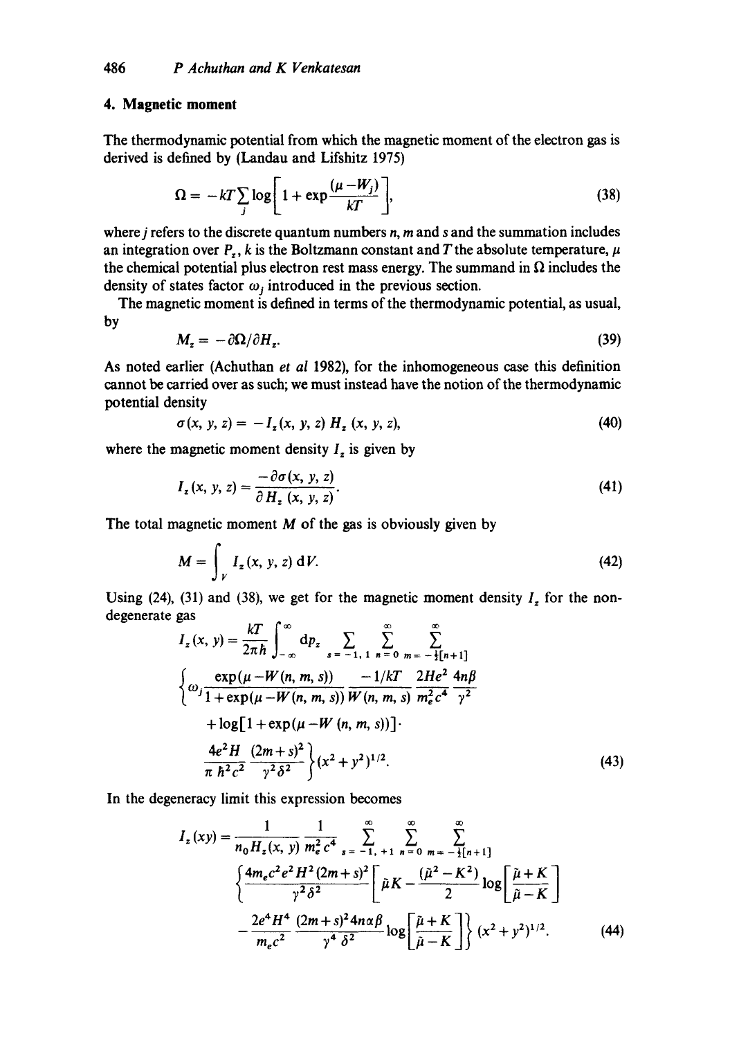## 4. Magnetic moment

The thermodynamic potential from which the magnetic moment of the electron gas is derived is defined by (Landau and Lifshitz 1975)

$$\Omega = -kT\sum_j \log\left[1+\exp\frac{(\mu - W_j)}{kT}\right], \tag{38}$$

where $j$ refers to the discrete quantum numbers $n$, $m$ and $s$ and the summation includes an integration over $P_z$, $k$ is the Boltzmann constant and $T$ the absolute temperature, $\mu$ the chemical potential plus electron rest mass energy. The summand in $\Omega$ includes the density of states factor $\omega_j$ introduced in the previous section.

The magnetic moment is defined in terms of the thermodynamic potential, as usual, by

$$M_z = -\partial\Omega/\partial H_z. \tag{39}$$

As noted earlier (Achuthan *et al* 1982), for the inhomogeneous case this definition cannot be carried over as such; we must instead have the notion of the thermodynamic potential density

$$\sigma(x, y, z) = -I_z(x, y, z)\, H_z\,(x, y, z), \tag{40}$$

where the magnetic moment density $I_z$ is given by

$$I_z(x, y, z) = \frac{-\partial\sigma(x, y, z)}{\partial H_z\,(x, y, z)}. \tag{41}$$

The total magnetic moment $M$ of the gas is obviously given by

$$M = \int_V I_z(x, y, z)\,\mathrm{d}V. \tag{42}$$

Using (24), (31) and (38), we get for the magnetic moment density $I_z$ for the non-degenerate gas

$$I_z(x, y) = \frac{kT}{2\pi\hbar}\int_{-\infty}^{\infty}\mathrm{d}p_z \sum_{s=-1,1}\sum_{n=0}^{\infty}\sum_{m=-\frac{1}{2}[n+1]}^{\infty}$$

$$\left\{\omega_j\frac{\exp(\mu - W(n,m,s))}{1+\exp(\mu - W(n,m,s))}\frac{-1/kT}{W(n,m,s)}\frac{2He^2}{m_e^2c^4}\frac{4n\beta}{\gamma^2}\right.$$

$$+\log[1+\exp(\mu - W(n,m,s))]\cdot$$

$$\left.\frac{4e^2H}{\pi\hbar^2c^2}\frac{(2m+s)^2}{\gamma^2\delta^2}\right\}(x^2+y^2)^{1/2}. \tag{43}$$

In the degeneracy limit this expression becomes

$$I_z(xy) = \frac{1}{n_0 H_z(x, y)}\frac{1}{m_e^2c^4}\sum_{s=-1,+1}\sum_{n=0}^{\infty}\sum_{m=-\frac{1}{2}[n+1]}^{\infty}$$

$$\left\{\frac{4m_ec^2e^2H^2(2m+s)^2}{\gamma^2\delta^2}\left[\tilde{\mu}K - \frac{(\tilde{\mu}^2-K^2)}{2}\log\left[\frac{\tilde{\mu}+K}{\tilde{\mu}-K}\right]\right]\right.$$

$$\left.-\frac{2e^4H^4}{m_ec^2}\frac{(2m+s)^2 4n\alpha\beta}{\gamma^4\delta^2}\log\left[\frac{\tilde{\mu}+K}{\tilde{\mu}-K}\right]\right\}(x^2+y^2)^{1/2}. \tag{44}$$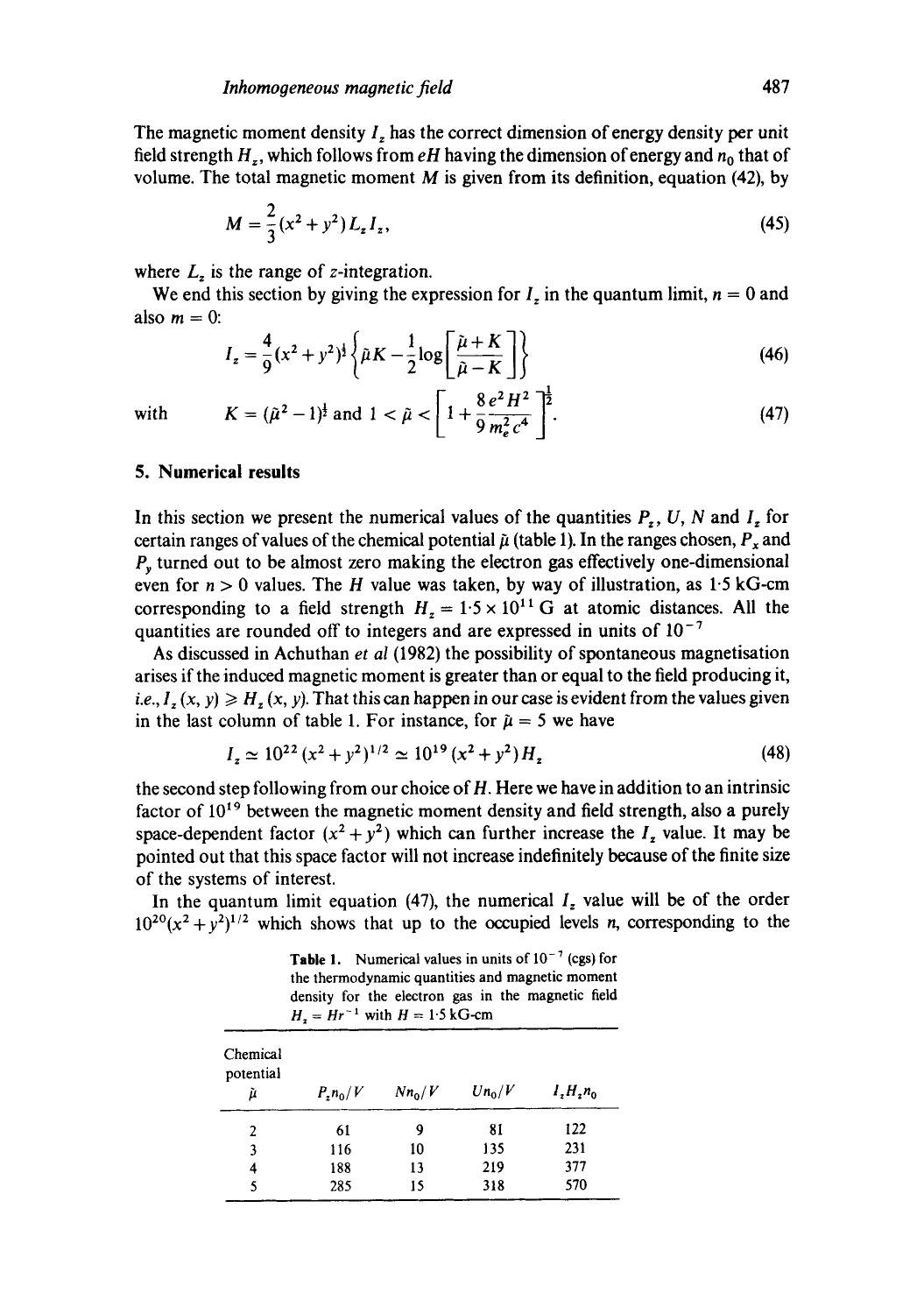The magnetic moment density $I_z$ has the correct dimension of energy density per unit field strength $H_z$, which follows from $eH$ having the dimension of energy and $n_0$ that of volume. The total magnetic moment $M$ is given from its definition, equation (42), by

$$M = \frac{2}{3}(x^2 + y^2) L_z I_z, \tag{45}$$

where $L_z$ is the range of $z$-integration.

We end this section by giving the expression for $I_z$ in the quantum limit, $n = 0$ and also $m = 0$:

$$I_z = \frac{4}{9}(x^2 + y^2)^{\frac{1}{2}} \left\{ \tilde{\mu} K - \frac{1}{2} \log \left[ \frac{\tilde{\mu} + K}{\tilde{\mu} - K} \right] \right\} \tag{46}$$

with

$$K = (\tilde{\mu}^2 - 1)^{\frac{1}{2}} \text{ and } 1 < \tilde{\mu} < \left[ 1 + \frac{8}{9} \frac{e^2 H^2}{m_e^2 c^4} \right]^{\frac{1}{2}}. \tag{47}$$

## 5. Numerical results

In this section we present the numerical values of the quantities $P_z$, $U$, $N$ and $I_z$ for certain ranges of values of the chemical potential $\tilde{\mu}$ (table 1). In the ranges chosen, $P_x$ and $P_y$ turned out to be almost zero making the electron gas effectively one-dimensional even for $n > 0$ values. The $H$ value was taken, by way of illustration, as 1·5 kG-cm corresponding to a field strength $H_z = 1{\cdot}5 \times 10^{11}$ G at atomic distances. All the quantities are rounded off to integers and are expressed in units of $10^{-7}$

As discussed in Achuthan *et al* (1982) the possibility of spontaneous magnetisation arises if the induced magnetic moment is greater than or equal to the field producing it, *i.e.*, $I_z(x, y) \geqslant H_z(x, y)$. That this can happen in our case is evident from the values given in the last column of table 1. For instance, for $\tilde{\mu} = 5$ we have

$$I_z \simeq 10^{22}(x^2 + y^2)^{1/2} \simeq 10^{19}(x^2 + y^2) H_z \tag{48}$$

the second step following from our choice of $H$. Here we have in addition to an intrinsic factor of $10^{19}$ between the magnetic moment density and field strength, also a purely space-dependent factor $(x^2 + y^2)$ which can further increase the $I_z$ value. It may be pointed out that this space factor will not increase indefinitely because of the finite size of the systems of interest.

In the quantum limit equation (47), the numerical $I_z$ value will be of the order $10^{20}(x^2 + y^2)^{1/2}$ which shows that up to the occupied levels $n$, corresponding to the

**Table 1.** Numerical values in units of $10^{-7}$ (cgs) for the thermodynamic quantities and magnetic moment density for the electron gas in the magnetic field $H_z = Hr^{-1}$ with $H = 1{\cdot}5$ kG-cm

| Chemical potential $\tilde{\mu}$ | $P_z n_0/V$ | $N n_0/V$ | $U n_0/V$ | $I_z H_z n_0$ |
|---|---|---|---|---|
| 2 | 61 | 9 | 81 | 122 |
| 3 | 116 | 10 | 135 | 231 |
| 4 | 188 | 13 | 219 | 377 |
| 5 | 285 | 15 | 318 | 570 |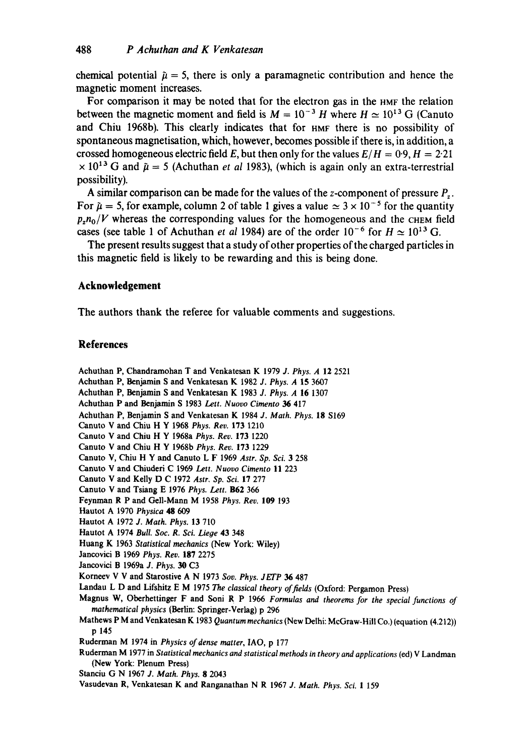chemical potential $\tilde{\mu} = 5$, there is only a paramagnetic contribution and hence the magnetic moment increases.

For comparison it may be noted that for the electron gas in the HMF the relation between the magnetic moment and field is $M = 10^{-3} H$ where $H \simeq 10^{13}$ G (Canuto and Chiu 1968b). This clearly indicates that for HMF there is no possibility of spontaneous magnetisation, which, however, becomes possible if there is, in addition, a crossed homogeneous electric field $E$, but then only for the values $E/H = 0{\cdot}9$, $H = 2{\cdot}21 \times 10^{13}$ G and $\tilde{\mu} = 5$ (Achuthan *et al* 1983), (which is again only an extra-terrestrial possibility).

A similar comparison can be made for the values of the $z$-component of pressure $P_z$. For $\tilde{\mu} = 5$, for example, column 2 of table 1 gives a value $\simeq 3 \times 10^{-5}$ for the quantity $p_z n_0 / V$ whereas the corresponding values for the homogeneous and the CHEM field cases (see table 1 of Achuthan *et al* 1984) are of the order $10^{-6}$ for $H \simeq 10^{13}$ G.

The present results suggest that a study of other properties of the charged particles in this magnetic field is likely to be rewarding and this is being done.

## Acknowledgement

The authors thank the referee for valuable comments and suggestions.

## References

Achuthan P, Chandramohan T and Venkatesan K 1979 *J. Phys. A* **12** 2521

Achuthan P, Benjamin S and Venkatesan K 1982 *J. Phys. A* **15** 3607

Achuthan P, Benjamin S and Venkatesan K 1983 *J. Phys. A* **16** 1307

Achuthan P and Benjamin S 1983 *Lett. Nuovo Cimento* **36** 417

Achuthan P, Benjamin S and Venkatesan K 1984 *J. Math. Phys.* **18** S169

Canuto V and Chiu H Y 1968 *Phys. Rev.* **173** 1210

Canuto V and Chiu H Y 1968a *Phys. Rev.* **173** 1220

Canuto V and Chiu H Y 1968b *Phys. Rev.* **173** 1229

Canuto V, Chiu H Y and Canuto L F 1969 *Astr. Sp. Sci.* **3** 258

Canuto V and Chiuderi C 1969 *Lett. Nuovo Cimento* **11** 223

Canuto V and Kelly D C 1972 *Astr. Sp. Sci.* **17** 277

Canuto V and Tsiang E 1976 *Phys. Lett.* **B62** 366

Feynman R P and Gell-Mann M 1958 *Phys. Rev.* **109** 193

Hautot A 1970 *Physica* **48** 609

Hautot A 1972 *J. Math. Phys.* **13** 710

Hautot A 1974 *Bull. Soc. R. Sci. Liege* **43** 348

Huang K 1963 *Statistical mechanics* (New York: Wiley)

Jancovici B 1969 *Phys. Rev.* **187** 2275

Jancovici B 1969a *J. Phys.* **30** C3

Korneev V V and Starostive A N 1973 *Sov. Phys. JETP* **36** 487

Landau L D and Lifshitz E M 1975 *The classical theory of fields* (Oxford: Pergamon Press)

Magnus W, Oberhettinger F and Soni R P 1966 *Formulas and theorems for the special functions of mathematical physics* (Berlin: Springer-Verlag) p 296

Mathews P M and Venkatesan K 1983 *Quantum mechanics* (New Delhi: McGraw-Hill Co.) (equation (4.212)) p 145

Ruderman M 1974 in *Physics of dense matter*, IAO, p 177

Ruderman M 1977 in *Statistical mechanics and statistical methods in theory and applications* (ed) V Landman (New York: Plenum Press)

Stanciu G N 1967 *J. Math. Phys.* **8** 2043

Vasudevan R, Venkatesan K and Ranganathan N R 1967 *J. Math. Phys. Sci.* **1** 159